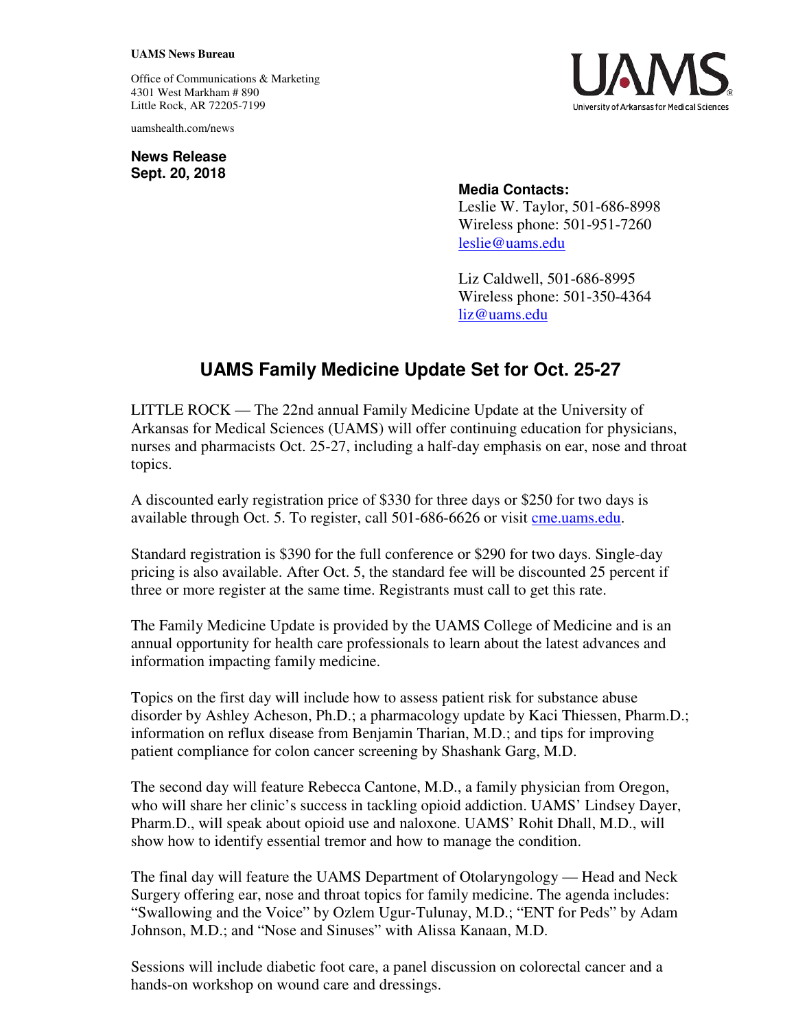**UAMS News Bureau**

Office of Communications & Marketing
4301 West Markham # 890
Little Rock, AR 72205-7199

uamshealth.com/news

**News Release**
**Sept. 20, 2018**

**Media Contacts:**
Leslie W. Taylor, 501-686-8998
Wireless phone: 501-951-7260
leslie@uams.edu

Liz Caldwell, 501-686-8995
Wireless phone: 501-350-4364
liz@uams.edu

# UAMS Family Medicine Update Set for Oct. 25-27

LITTLE ROCK — The 22nd annual Family Medicine Update at the University of Arkansas for Medical Sciences (UAMS) will offer continuing education for physicians, nurses and pharmacists Oct. 25-27, including a half-day emphasis on ear, nose and throat topics.

A discounted early registration price of $330 for three days or $250 for two days is available through Oct. 5. To register, call 501-686-6626 or visit cme.uams.edu.

Standard registration is $390 for the full conference or $290 for two days. Single-day pricing is also available. After Oct. 5, the standard fee will be discounted 25 percent if three or more register at the same time. Registrants must call to get this rate.

The Family Medicine Update is provided by the UAMS College of Medicine and is an annual opportunity for health care professionals to learn about the latest advances and information impacting family medicine.

Topics on the first day will include how to assess patient risk for substance abuse disorder by Ashley Acheson, Ph.D.; a pharmacology update by Kaci Thiessen, Pharm.D.; information on reflux disease from Benjamin Tharian, M.D.; and tips for improving patient compliance for colon cancer screening by Shashank Garg, M.D.

The second day will feature Rebecca Cantone, M.D., a family physician from Oregon, who will share her clinic's success in tackling opioid addiction. UAMS' Lindsey Dayer, Pharm.D., will speak about opioid use and naloxone. UAMS' Rohit Dhall, M.D., will show how to identify essential tremor and how to manage the condition.

The final day will feature the UAMS Department of Otolaryngology — Head and Neck Surgery offering ear, nose and throat topics for family medicine. The agenda includes: "Swallowing and the Voice" by Ozlem Ugur-Tulunay, M.D.; "ENT for Peds" by Adam Johnson, M.D.; and "Nose and Sinuses" with Alissa Kanaan, M.D.

Sessions will include diabetic foot care, a panel discussion on colorectal cancer and a hands-on workshop on wound care and dressings.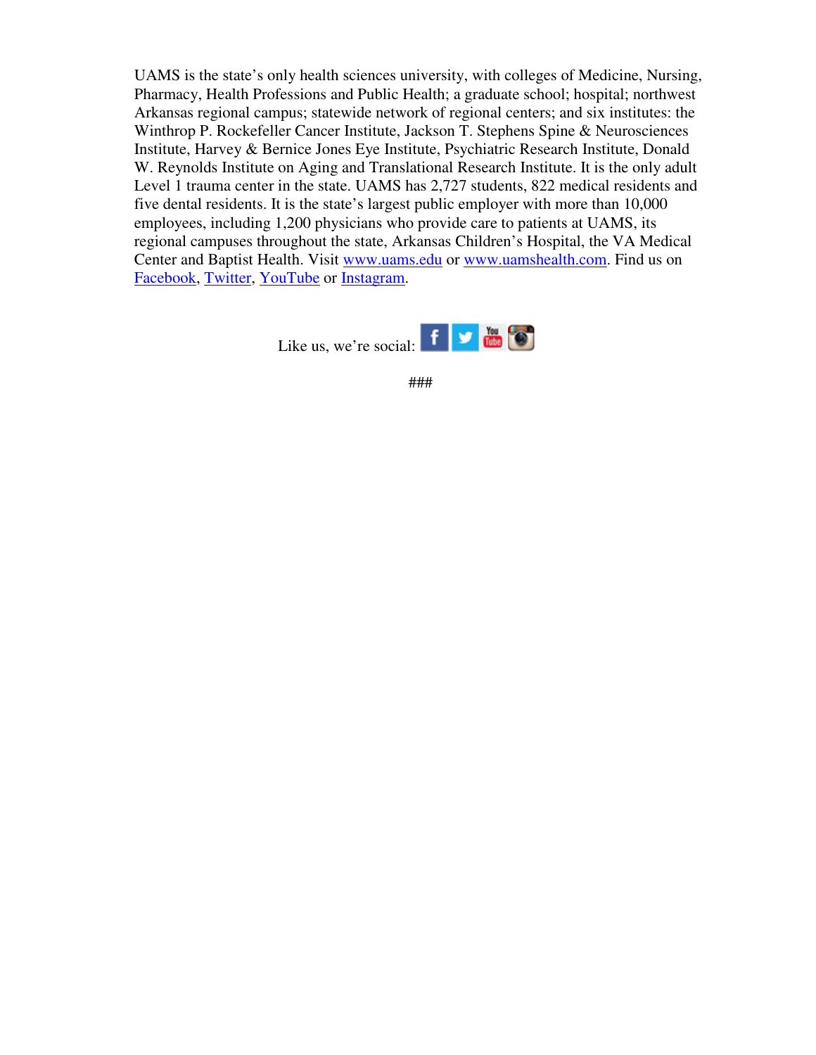UAMS is the state's only health sciences university, with colleges of Medicine, Nursing, Pharmacy, Health Professions and Public Health; a graduate school; hospital; northwest Arkansas regional campus; statewide network of regional centers; and six institutes: the Winthrop P. Rockefeller Cancer Institute, Jackson T. Stephens Spine & Neurosciences Institute, Harvey & Bernice Jones Eye Institute, Psychiatric Research Institute, Donald W. Reynolds Institute on Aging and Translational Research Institute. It is the only adult Level 1 trauma center in the state. UAMS has 2,727 students, 822 medical residents and five dental residents. It is the state's largest public employer with more than 10,000 employees, including 1,200 physicians who provide care to patients at UAMS, its regional campuses throughout the state, Arkansas Children's Hospital, the VA Medical Center and Baptist Health. Visit www.uams.edu or www.uamshealth.com. Find us on Facebook, Twitter, YouTube or Instagram.

Like us, we're social:

###